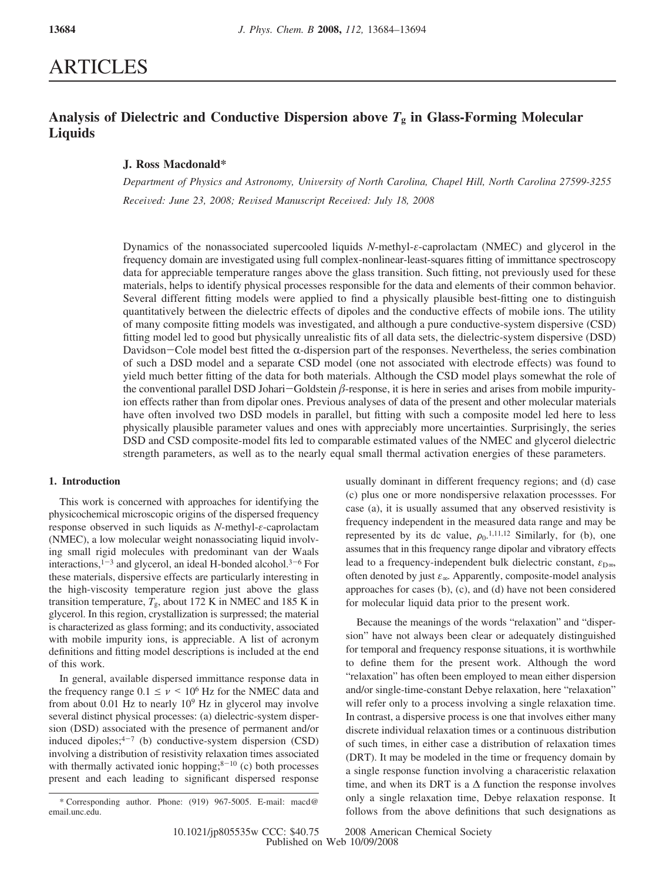# ARTICLES

## Analysis of Dielectric and Conductive Dispersion above $T_g$ in Glass-Forming Molecular Liquids

**J. Ross Macdonald***

*Department of Physics and Astronomy, University of North Carolina, Chapel Hill, North Carolina 27599-3255*

*Received: June 23, 2008; Revised Manuscript Received: July 18, 2008*

Dynamics of the nonassociated supercooled liquids *N*-methyl-$\varepsilon$-caprolactam (NMEC) and glycerol in the frequency domain are investigated using full complex-nonlinear-least-squares fitting of immittance spectroscopy data for appreciable temperature ranges above the glass transition. Such fitting, not previously used for these materials, helps to identify physical processes responsible for the data and elements of their common behavior. Several different fitting models were applied to find a physically plausible best-fitting one to distinguish quantitatively between the dielectric effects of dipoles and the conductive effects of mobile ions. The utility of many composite fitting models was investigated, and although a pure conductive-system dispersive (CSD) fitting model led to good but physically unrealistic fits of all data sets, the dielectric-system dispersive (DSD) Davidson–Cole model best fitted the $\alpha$-dispersion part of the responses. Nevertheless, the series combination of such a DSD model and a separate CSD model (one not associated with electrode effects) was found to yield much better fitting of the data for both materials. Although the CSD model plays somewhat the role of the conventional parallel DSD Johari–Goldstein $\beta$-response, it is here in series and arises from mobile impurity-ion effects rather than from dipolar ones. Previous analyses of data of the present and other molecular materials have often involved two DSD models in parallel, but fitting with such a composite model led here to less physically plausible parameter values and ones with appreciably more uncertainties. Surprisingly, the series DSD and CSD composite-model fits led to comparable estimated values of the NMEC and glycerol dielectric strength parameters, as well as to the nearly equal small thermal activation energies of these parameters.

### 1. Introduction

This work is concerned with approaches for identifying the physicochemical microscopic origins of the dispersed frequency response observed in such liquids as *N*-methyl-$\varepsilon$-caprolactam (NMEC), a low molecular weight nonassociating liquid involving small rigid molecules with predominant van der Waals interactions,[1-3] and glycerol, an ideal H-bonded alcohol.[3-6] For these materials, dispersive effects are particularly interesting in the high-viscosity temperature region just above the glass transition temperature, $T_g$, about 172 K in NMEC and 185 K in glycerol. In this region, crystallization is surpressed; the material is characterized as glass forming; and its conductivity, associated with mobile impurity ions, is appreciable. A list of acronym definitions and fitting model descriptions is included at the end of this work.

In general, available dispersed immittance response data in the frequency range $0.1 \leq \nu < 10^6$ Hz for the NMEC data and from about 0.01 Hz to nearly $10^9$ Hz in glycerol may involve several distinct physical processes: (a) dielectric-system dispersion (DSD) associated with the presence of permanent and/or induced dipoles;[4-7] (b) conductive-system dispersion (CSD) involving a distribution of resistivity relaxation times associated with thermally activated ionic hopping;[8-10] (c) both processes present and each leading to significant dispersed response usually dominant in different frequency regions; and (d) case (c) plus one or more nondispersive relaxation processses. For case (a), it is usually assumed that any observed resistivity is frequency independent in the measured data range and may be represented by its dc value, $\rho_0$.[1,11,12] Similarly, for (b), one assumes that in this frequency range dipolar and vibratory effects lead to a frequency-independent bulk dielectric constant, $\varepsilon_{D\infty}$, often denoted by just $\varepsilon_\infty$. Apparently, composite-model analysis approaches for cases (b), (c), and (d) have not been considered for molecular liquid data prior to the present work.

Because the meanings of the words "relaxation" and "dispersion" have not always been clear or adequately distinguished for temporal and frequency response situations, it is worthwhile to define them for the present work. Although the word "relaxation" has often been employed to mean either dispersion and/or single-time-constant Debye relaxation, here "relaxation" will refer only to a process involving a single relaxation time. In contrast, a dispersive process is one that involves either many discrete individual relaxation times or a continuous distribution of such times, in either case a distribution of relaxation times (DRT). It may be modeled in the time or frequency domain by a single response function involving a characeristic relaxation time, and when its DRT is a $\Delta$ function the response involves only a single relaxation time, Debye relaxation response. It follows from the above definitions that such designations as

\* Corresponding author. Phone: (919) 967-5005. E-mail: macd@email.unc.edu.

10.1021/jp805535w CCC: \$40.75 © 2008 American Chemical Society
Published on Web 10/09/2008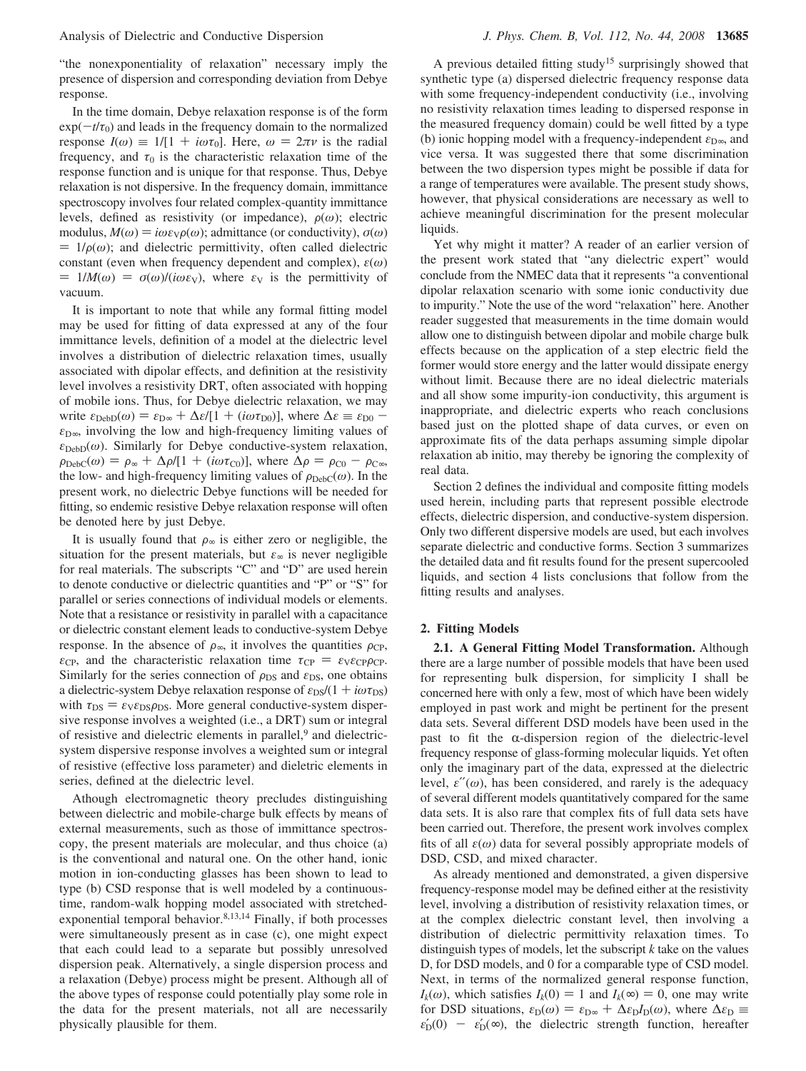"the nonexponentiality of relaxation" necessary imply the presence of dispersion and corresponding deviation from Debye response.

In the time domain, Debye relaxation response is of the form $\exp(-t/\tau_0)$ and leads in the frequency domain to the normalized response $I(\omega) \equiv 1/[1 + i\omega\tau_0]$. Here, $\omega = 2\pi\nu$ is the radial frequency, and $\tau_0$ is the characteristic relaxation time of the response function and is unique for that response. Thus, Debye relaxation is not dispersive. In the frequency domain, immittance spectroscopy involves four related complex-quantity immittance levels, defined as resistivity (or impedance), $\rho(\omega)$; electric modulus, $M(\omega) = i\omega\varepsilon_V\rho(\omega)$; admittance (or conductivity), $\sigma(\omega) = 1/\rho(\omega)$; and dielectric permittivity, often called dielectric constant (even when frequency dependent and complex), $\varepsilon(\omega) = 1/M(\omega) = \sigma(\omega)/(i\omega\varepsilon_V)$, where $\varepsilon_V$ is the permittivity of vacuum.

It is important to note that while any formal fitting model may be used for fitting of data expressed at any of the four immittance levels, definition of a model at the dielectric level involves a distribution of dielectric relaxation times, usually associated with dipolar effects, and definition at the resistivity level involves a resistivity DRT, often associated with hopping of mobile ions. Thus, for Debye dielectric relaxation, we may write $\varepsilon_{\text{DebD}}(\omega) = \varepsilon_{\text{D}\infty} + \Delta\varepsilon/[1 + (i\omega\tau_{\text{D0}})]$, where $\Delta\varepsilon \equiv \varepsilon_{\text{D0}} - \varepsilon_{\text{D}\infty}$, involving the low and high-frequency limiting values of $\varepsilon_{\text{DebD}}(\omega)$. Similarly for Debye conductive-system relaxation, $\rho_{\text{DebC}}(\omega) = \rho_\infty + \Delta\rho/[1 + (i\omega\tau_{\text{C0}})]$, where $\Delta\rho = \rho_{\text{C0}} - \rho_{\text{C}\infty}$, the low- and high-frequency limiting values of $\rho_{\text{DebC}}(\omega)$. In the present work, no dielectric Debye functions will be needed for fitting, so endemic resistive Debye relaxation response will often be denoted here by just Debye.

It is usually found that $\rho_\infty$ is either zero or negligible, the situation for the present materials, but $\varepsilon_\infty$ is never negligible for real materials. The subscripts "C" and "D" are used herein to denote conductive or dielectric quantities and "P" or "S" for parallel or series connections of individual models or elements. Note that a resistance or resistivity in parallel with a capacitance or dielectric constant element leads to conductive-system Debye response. In the absence of $\rho_\infty$, it involves the quantities $\rho_{\text{CP}}$, $\varepsilon_{\text{CP}}$, and the characteristic relaxation time $\tau_{\text{CP}} = \varepsilon_V\varepsilon_{\text{CP}}\rho_{\text{CP}}$. Similarly for the series connection of $\rho_{\text{DS}}$ and $\varepsilon_{\text{DS}}$, one obtains a dielectric-system Debye relaxation response of $\varepsilon_{\text{DS}}/(1 + i\omega\tau_{\text{DS}})$ with $\tau_{\text{DS}} = \varepsilon_V\varepsilon_{\text{DS}}\rho_{\text{DS}}$. More general conductive-system dispersive response involves a weighted (i.e., a DRT) sum or integral of resistive and dielectric elements in parallel,[9] and dielectric-system dispersive response involves a weighted sum or integral of resistive (effective loss parameter) and dieletric elements in series, defined at the dielectric level.

Athough electromagnetic theory precludes distinguishing between dielectric and mobile-charge bulk effects by means of external measurements, such as those of immittance spectroscopy, the present materials are molecular, and thus choice (a) is the conventional and natural one. On the other hand, ionic motion in ion-conducting glasses has been shown to lead to type (b) CSD response that is well modeled by a continuous-time, random-walk hopping model associated with stretched-exponential temporal behavior.[8,13,14] Finally, if both processes were simultaneously present as in case (c), one might expect that each could lead to a separate but possibly unresolved dispersion peak. Alternatively, a single dispersion process and a relaxation (Debye) process might be present. Although all of the above types of response could potentially play some role in the data for the present materials, not all are necessarily physically plausible for them.

A previous detailed fitting study[15] surprisingly showed that synthetic type (a) dispersed dielectric frequency response data with some frequency-independent conductivity (i.e., involving no resistivity relaxation times leading to dispersed response in the measured frequency domain) could be well fitted by a type (b) ionic hopping model with a frequency-independent $\varepsilon_{\text{D}\infty}$, and vice versa. It was suggested there that some discrimination between the two dispersion types might be possible if data for a range of temperatures were available. The present study shows, however, that physical considerations are necessary as well to achieve meaningful discrimination for the present molecular liquids.

Yet why might it matter? A reader of an earlier version of the present work stated that "any dielectric expert" would conclude from the NMEC data that it represents "a conventional dipolar relaxation scenario with some ionic conductivity due to impurity." Note the use of the word "relaxation" here. Another reader suggested that measurements in the time domain would allow one to distinguish between dipolar and mobile charge bulk effects because on the application of a step electric field the former would store energy and the latter would dissipate energy without limit. Because there are no ideal dielectric materials and all show some impurity-ion conductivity, this argument is inappropriate, and dielectric experts who reach conclusions based just on the plotted shape of data curves, or even on approximate fits of the data perhaps assuming simple dipolar relaxation ab initio, may thereby be ignoring the complexity of real data.

Section 2 defines the individual and composite fitting models used herein, including parts that represent possible electrode effects, dielectric dispersion, and conductive-system dispersion. Only two different dispersive models are used, but each involves separate dielectric and conductive forms. Section 3 summarizes the detailed data and fit results found for the present supercooled liquids, and section 4 lists conclusions that follow from the fitting results and analyses.

## 2. Fitting Models

**2.1. A General Fitting Model Transformation.** Although there are a large number of possible models that have been used for representing bulk dispersion, for simplicity I shall be concerned here with only a few, most of which have been widely employed in past work and might be pertinent for the present data sets. Several different DSD models have been used in the past to fit the α-dispersion region of the dielectric-level frequency response of glass-forming molecular liquids. Yet often only the imaginary part of the data, expressed at the dielectric level, $\varepsilon''(\omega)$, has been considered, and rarely is the adequacy of several different models quantitatively compared for the same data sets. It is also rare that complex fits of full data sets have been carried out. Therefore, the present work involves complex fits of all $\varepsilon(\omega)$ data for several possibly appropriate models of DSD, CSD, and mixed character.

As already mentioned and demonstrated, a given dispersive frequency-response model may be defined either at the resistivity level, involving a distribution of resistivity relaxation times, or at the complex dielectric constant level, then involving a distribution of dielectric permittivity relaxation times. To distinguish types of models, let the subscript $k$ take on the values D, for DSD models, and 0 for a comparable type of CSD model. Next, in terms of the normalized general response function, $I_k(\omega)$, which satisfies $I_k(0) = 1$ and $I_k(\infty) = 0$, one may write for DSD situations, $\varepsilon_{\text{D}}(\omega) = \varepsilon_{\text{D}\infty} + \Delta\varepsilon_{\text{D}}I_{\text{D}}(\omega)$, where $\Delta\varepsilon_{\text{D}} \equiv \varepsilon'_{\text{D}}(0) - \varepsilon'_{\text{D}}(\infty)$, the dielectric strength function, hereafter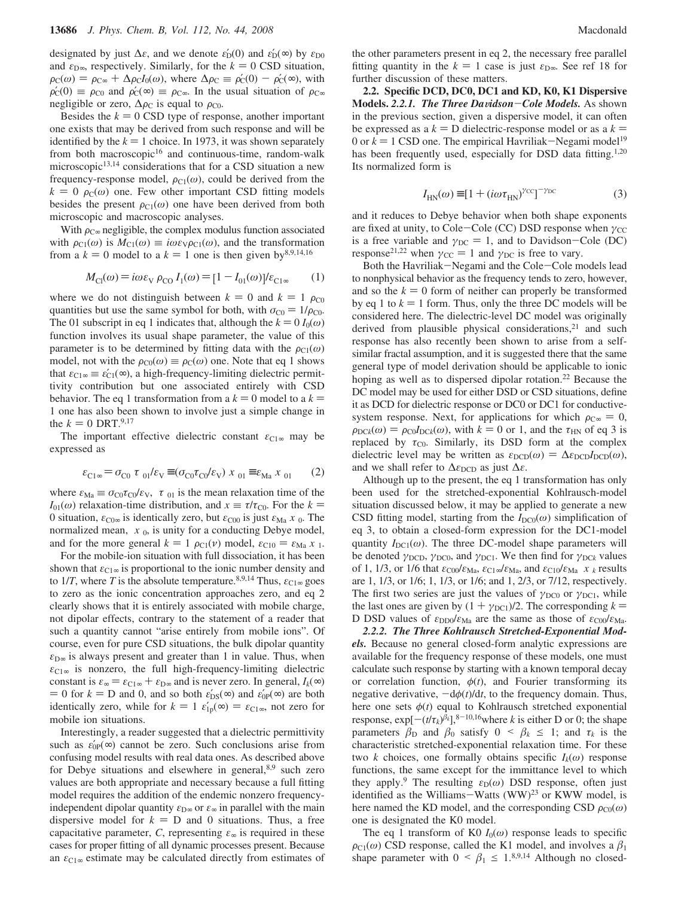designated by just $\Delta\varepsilon$, and we denote $\varepsilon_D'(0)$ and $\varepsilon_D'(\infty)$ by $\varepsilon_{D0}$ and $\varepsilon_{D\infty}$, respectively. Similarly, for the $k = 0$ CSD situation, $\rho_C(\omega) = \rho_{C\infty} + \Delta\rho_C I_0(\omega)$, where $\Delta\rho_C \equiv \rho_C'(0) - \rho_C'(\infty)$, with $\rho_C'(0) \equiv \rho_{C0}$ and $\rho_C'(\infty) \equiv \rho_{C\infty}$. In the usual situation of $\rho_{C\infty}$ negligible or zero, $\Delta\rho_C$ is equal to $\rho_{C0}$.

Besides the $k = 0$ CSD type of response, another important one exists that may be derived from such response and will be identified by the $k = 1$ choice. In 1973, it was shown separately from both macroscopic[16] and continuous-time, random-walk microscopic[13,14] considerations that for a CSD situation a new frequency-response model, $\rho_{C1}(\omega)$, could be derived from the $k = 0$ $\rho_C(\omega)$ one. Few other important CSD fitting models besides the present $\rho_{C1}(\omega)$ one have been derived from both microscopic and macroscopic analyses.

With $\rho_{C\infty}$ negligible, the complex modulus function associated with $\rho_{C1}(\omega)$ is $M_{C1}(\omega) \equiv i\omega\varepsilon_V\rho_{C1}(\omega)$, and the transformation from a $k = 0$ model to a $k = 1$ one is then given by[8,9,14,16]

$$M_{C1}(\omega) = i\omega\varepsilon_V\,\rho_{C0}\,I_1(\omega) = [1 - I_{01}(\omega)]/\varepsilon_{C1\infty} \qquad (1)$$

where we do not distinguish between $k = 0$ and $k = 1$ $\rho_{C0}$ quantities but use the same symbol for both, with $\sigma_{C0} = 1/\rho_{C0}$. The 01 subscript in eq 1 indicates that, although the $k = 0$ $I_0(\omega)$ function involves its usual shape parameter, the value of this parameter is to be determined by fitting data with the $\rho_{C1}(\omega)$ model, not with the $\rho_{C0}(\omega) \equiv \rho_C(\omega)$ one. Note that eq 1 shows that $\varepsilon_{C1\infty} \equiv \varepsilon_{C1}'(\infty)$, a high-frequency-limiting dielectric permittivity contribution but one associated entirely with CSD behavior. The eq 1 transformation from a $k = 0$ model to a $k = 1$ one has also been shown to involve just a simple change in the $k = 0$ DRT.[9,17]

The important effective dielectric constant $\varepsilon_{C1\infty}$ may be expressed as

$$\varepsilon_{C1\infty} = \sigma_{C0}\,\langle\tau\rangle_{01}/\varepsilon_V \equiv (\sigma_{C0}\tau_{C0}/\varepsilon_V)\,\langle x\rangle_{01} \equiv \varepsilon_{Ma}\,\langle x\rangle_{01} \qquad (2)$$

where $\varepsilon_{Ma} \equiv \sigma_{C0}\tau_{C0}/\varepsilon_V$, $\langle\tau\rangle_{01}$ is the mean relaxation time of the $I_{01}(\omega)$ relaxation-time distribution, and $x \equiv \tau/\tau_{C0}$. For the $k = 0$ situation, $\varepsilon_{C0\infty}$ is identically zero, but $\varepsilon_{C00}$ is just $\varepsilon_{Ma}\langle x\rangle_0$. The normalized mean, $\langle x\rangle_0$, is unity for a conducting Debye model, and for the more general $k = 1$ $\rho_{C1}(\nu)$ model, $\varepsilon_{C10} = \varepsilon_{Ma}\langle x\rangle_1$.

For the mobile-ion situation with full dissociation, it has been shown that $\varepsilon_{C1\infty}$ is proportional to the ionic number density and to $1/T$, where $T$ is the absolute temperature.[8,9,14] Thus, $\varepsilon_{C1\infty}$ goes to zero as the ionic concentration approaches zero, and eq 2 clearly shows that it is entirely associated with mobile charge, not dipolar effects, contrary to the statement of a reader that such a quantity cannot "arise entirely from mobile ions". Of course, even for pure CSD situations, the bulk dipolar quantity $\varepsilon_{D\infty}$ is always present and greater than 1 in value. Thus, when $\varepsilon_{C1\infty}$ is nonzero, the full high-frequency-limiting dielectric constant is $\varepsilon_\infty = \varepsilon_{C1\infty} + \varepsilon_{D\infty}$ and is never zero. In general, $I_k(\infty) = 0$ for $k = D$ and 0, and so both $\varepsilon_{DS}'(\infty)$ and $\varepsilon_{0P}'(\infty)$ are both identically zero, while for $k = 1$ $\varepsilon_{1p}'(\infty) = \varepsilon_{C1\infty}$, not zero for mobile ion situations.

Interestingly, a reader suggested that a dielectric permittivity such as $\varepsilon_{0P}'(\infty)$ cannot be zero. Such conclusions arise from confusing model results with real data ones. As described above for Debye situations and elsewhere in general,[8,9] such zero values are both appropriate and necessary because a full fitting model requires the addition of the endemic nonzero frequency-independent dipolar quantity $\varepsilon_{D\infty}$ or $\varepsilon_\infty$ in parallel with the main dispersive model for $k = D$ and 0 situations. Thus, a free capacitative parameter, $C$, representing $\varepsilon_\infty$ is required in these cases for proper fitting of all dynamic processes present. Because an $\varepsilon_{C1\infty}$ estimate may be calculated directly from estimates of the other parameters present in eq 2, the necessary free parallel fitting quantity in the $k = 1$ case is just $\varepsilon_{D\infty}$. See ref 18 for further discussion of these matters.

**2.2. Specific DCD, DC0, DC1 and KD, K0, K1 Dispersive Models.** *2.2.1. The Three Davidson–Cole Models.* As shown in the previous section, given a dispersive model, it can often be expressed as a $k = D$ dielectric-response model or as a $k = 0$ or $k = 1$ CSD one. The empirical Havriliak–Negami model[19] has been frequently used, especially for DSD data fitting.[1,20] Its normalized form is

$$I_{HN}(\omega) \equiv [1 + (i\omega\tau_{HN})^{\gamma_{CC}}]^{-\gamma_{DC}} \qquad (3)$$

and it reduces to Debye behavior when both shape exponents are fixed at unity, to Cole–Cole (CC) DSD response when $\gamma_{CC}$ is a free variable and $\gamma_{DC} = 1$, and to Davidson–Cole (DC) response[21,22] when $\gamma_{CC} = 1$ and $\gamma_{DC}$ is free to vary.

Both the Havriliak–Negami and the Cole–Cole models lead to nonphysical behavior as the frequency tends to zero, however, and so the $k = 0$ form of neither can properly be transformed by eq 1 to $k = 1$ form. Thus, only the three DC models will be considered here. The dielectric-level DC model was originally derived from plausible physical considerations,[21] and such response has also recently been shown to arise from a self-similar fractal assumption, and it is suggested there that the same general type of model derivation should be applicable to ionic hoping as well as to dispersed dipolar rotation.[22] Because the DC model may be used for either DSD or CSD situations, define it as DCD for dielectric response or DC0 or DC1 for conductive-system response. Next, for applications for which $\rho_{C\infty} = 0$, $\rho_{DCk}(\omega) = \rho_{C0}I_{DCk}(\omega)$, with $k = 0$ or 1, and the $\tau_{HN}$ of eq 3 is replaced by $\tau_{C0}$. Similarly, its DSD form at the complex dielectric level may be written as $\varepsilon_{DCD}(\omega) = \Delta\varepsilon_{DCD}I_{DCD}(\omega)$, and we shall refer to $\Delta\varepsilon_{DCD}$ as just $\Delta\varepsilon$.

Although up to the present, the eq 1 transformation has only been used for the stretched-exponential Kohlrausch-model situation discussed below, it may be applied to generate a new CSD fitting model, starting from the $I_{DC0}(\omega)$ simplification of eq 3, to obtain a closed-form expression for the DC1-model quantity $I_{DC1}(\omega)$. The three DC-model shape parameters will be denoted $\gamma_{DCD}$, $\gamma_{DC0}$, and $\gamma_{DC1}$. We then find for $\gamma_{DCk}$ values of 1, 1/3, or 1/6 that $\varepsilon_{C00}/\varepsilon_{Ma}$, $\varepsilon_{C1\infty}/\varepsilon_{Ma}$, and $\varepsilon_{C10}/\varepsilon_{Ma}$ $\langle x\rangle_k$ results are 1, 1/3, or 1/6; 1, 1/3, or 1/6; and 1, 2/3, or 7/12, respectively. The first two series are just the values of $\gamma_{DC0}$ or $\gamma_{DC1}$, while the last ones are given by $(1 + \gamma_{DC1})/2$. The corresponding $k = D$ DSD values of $\varepsilon_{DD0}/\varepsilon_{Ma}$ are the same as those of $\varepsilon_{C00}/\varepsilon_{Ma}$.

*2.2.2. The Three Kohlrausch Stretched-Exponential Models.* Because no general closed-form analytic expressions are available for the frequency response of these models, one must calculate such response by starting with a known temporal decay or correlation function, $\phi(t)$, and Fourier transforming its negative derivative, $-d\phi(t)/dt$, to the frequency domain. Thus, here one sets $\phi(t)$ equal to Kohlrausch stretched exponential response, $\exp[-(t/\tau_k)^{\beta_k}]$,[8–10,16] where $k$ is either D or 0; the shape parameters $\beta_D$ and $\beta_0$ satisfy $0 < \beta_k \le 1$; and $\tau_k$ is the characteristic stretched-exponential relaxation time. For these two $k$ choices, one formally obtains specific $I_k(\omega)$ response functions, the same except for the immittance level to which they apply.[9] The resulting $\varepsilon_D(\omega)$ DSD response, often just identified as the Williams–Watts (WW)[23] or KWW model, is here named the KD model, and the corresponding CSD $\rho_{C0}(\omega)$ one is designated the K0 model.

The eq 1 transform of K0 $I_0(\omega)$ response leads to specific $\rho_{C1}(\omega)$ CSD response, called the K1 model, and involves a $\beta_1$ shape parameter with $0 < \beta_1 \le 1$.[8,9,14] Although no closed-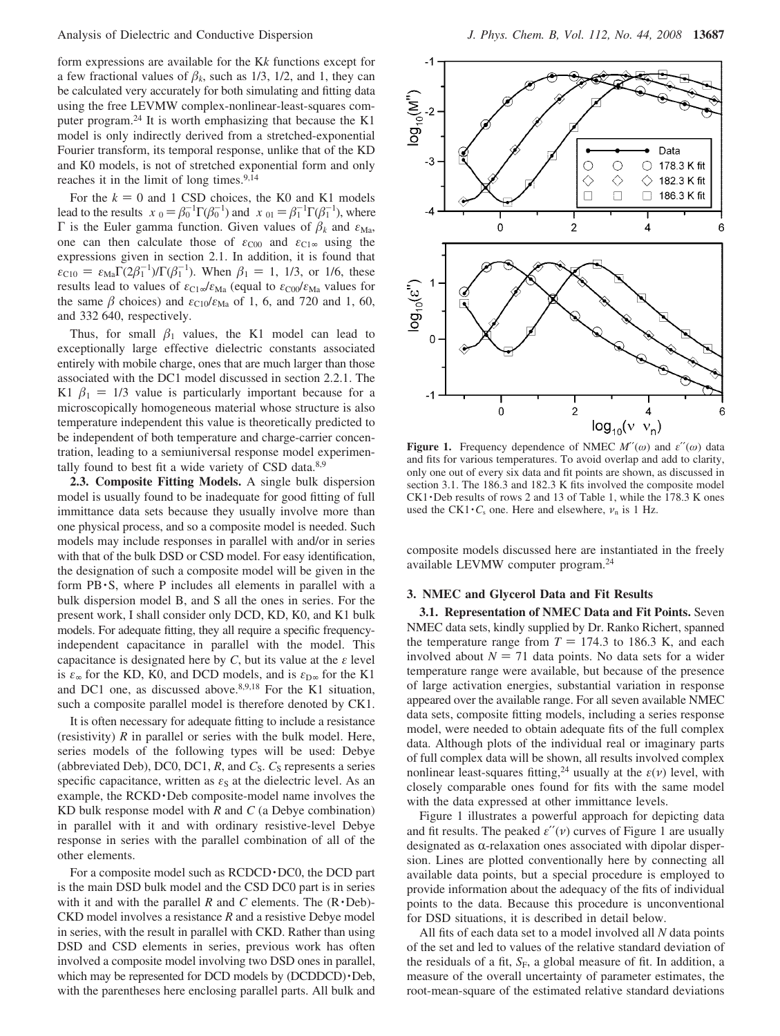form expressions are available for the K$k$ functions except for a few fractional values of $\beta_k$, such as 1/3, 1/2, and 1, they can be calculated very accurately for both simulating and fitting data using the free LEVMW complex-nonlinear-least-squares computer program.[24] It is worth emphasizing that because the K1 model is only indirectly derived from a stretched-exponential Fourier transform, its temporal response, unlike that of the KD and K0 models, is not of stretched exponential form and only reaches it in the limit of long times.[9,14]

For the $k = 0$ and 1 CSD choices, the K0 and K1 models lead to the results $x_0 = \beta_0^{-1}\Gamma(\beta_0^{-1})$ and $x_{01} = \beta_1^{-1}\Gamma(\beta_1^{-1})$, where $\Gamma$ is the Euler gamma function. Given values of $\beta_k$ and $\varepsilon_{Ma}$, one can then calculate those of $\varepsilon_{C00}$ and $\varepsilon_{C1\infty}$ using the expressions given in section 2.1. In addition, it is found that $\varepsilon_{C10} = \varepsilon_{Ma}\Gamma(2\beta_1^{-1})/\Gamma(\beta_1^{-1})$. When $\beta_1 = 1$, 1/3, or 1/6, these results lead to values of $\varepsilon_{C1\infty}/\varepsilon_{Ma}$ (equal to $\varepsilon_{C00}/\varepsilon_{Ma}$ values for the same $\beta$ choices) and $\varepsilon_{C10}/\varepsilon_{Ma}$ of 1, 6, and 720 and 1, 60, and 332 640, respectively.

Thus, for small $\beta_1$ values, the K1 model can lead to exceptionally large effective dielectric constants associated entirely with mobile charge, ones that are much larger than those associated with the DC1 model discussed in section 2.2.1. The K1 $\beta_1 = 1/3$ value is particularly important because for a microscopically homogeneous material whose structure is also temperature independent this value is theoretically predicted to be independent of both temperature and charge-carrier concentration, leading to a semiuniversal response model experimentally found to best fit a wide variety of CSD data.[8,9]

**2.3. Composite Fitting Models.** A single bulk dispersion model is usually found to be inadequate for good fitting of full immittance data sets because they usually involve more than one physical process, and so a composite model is needed. Such models may include responses in parallel with and/or in series with that of the bulk DSD or CSD model. For easy identification, the designation of such a composite model will be given in the form PB·S, where P includes all elements in parallel with a bulk dispersion model B, and S all the ones in series. For the present work, I shall consider only DCD, KD, K0, and K1 bulk models. For adequate fitting, they all require a specific frequency-independent capacitance in parallel with the model. This capacitance is designated here by $C$, but its value at the $\varepsilon$ level is $\varepsilon_\infty$ for the KD, K0, and DCD models, and is $\varepsilon_{D\infty}$ for the K1 and DC1 one, as discussed above.[8,9,18] For the K1 situation, such a composite parallel model is therefore denoted by CK1.

It is often necessary for adequate fitting to include a resistance (resistivity) $R$ in parallel or series with the bulk model. Here, series models of the following types will be used: Debye (abbreviated Deb), DC0, DC1, $R$, and $C_S$. $C_S$ represents a series specific capacitance, written as $\varepsilon_S$ at the dielectric level. As an example, the RCKD·Deb composite-model name involves the KD bulk response model with $R$ and $C$ (a Debye combination) in parallel with it and with ordinary resistive-level Debye response in series with the parallel combination of all of the other elements.

For a composite model such as RCDCD·DC0, the DCD part is the main DSD bulk model and the CSD DC0 part is in series with it and with the parallel $R$ and $C$ elements. The (R·Deb)-CKD model involves a resistance $R$ and a resistive Debye model in series, with the result in parallel with CKD. Rather than using DSD and CSD elements in series, previous work has often involved a composite model involving two DSD ones in parallel, which may be represented for DCD models by (DCDDCD)·Deb, with the parentheses here enclosing parallel parts. All bulk and composite models discussed here are instantiated in the freely available LEVMW computer program.[24]

**Figure 1.** Frequency dependence of NMEC $M''(\omega)$ and $\varepsilon''(\omega)$ data and fits for various temperatures. To avoid overlap and add to clarity, only one out of every six data and fit points are shown, as discussed in section 3.1. The 186.3 and 182.3 K fits involved the composite model CK1·Deb results of rows 2 and 13 of Table 1, while the 178.3 K ones used the CK1·$C_s$ one. Here and elsewhere, $\nu_n$ is 1 Hz.

## 3. NMEC and Glycerol Data and Fit Results

**3.1. Representation of NMEC Data and Fit Points.** Seven NMEC data sets, kindly supplied by Dr. Ranko Richert, spanned the temperature range from $T = 174.3$ to 186.3 K, and each involved about $N = 71$ data points. No data sets for a wider temperature range were available, but because of the presence of large activation energies, substantial variation in response appeared over the available range. For all seven available NMEC data sets, composite fitting models, including a series response model, were needed to obtain adequate fits of the full complex data. Although plots of the individual real or imaginary parts of full complex data will be shown, all results involved complex nonlinear least-squares fitting,[24] usually at the $\varepsilon(\nu)$ level, with closely comparable ones found for fits with the same model with the data expressed at other immittance levels.

Figure 1 illustrates a powerful approach for depicting data and fit results. The peaked $\varepsilon''(\nu)$ curves of Figure 1 are usually designated as $\alpha$-relaxation ones associated with dipolar dispersion. Lines are plotted conventionally here by connecting all available data points, but a special procedure is employed to provide information about the adequacy of the fits of individual points to the data. Because this procedure is unconventional for DSD situations, it is described in detail below.

All fits of each data set to a model involved all $N$ data points of the set and led to values of the relative standard deviation of the residuals of a fit, $S_F$, a global measure of fit. In addition, a measure of the overall uncertainty of parameter estimates, the root-mean-square of the estimated relative standard deviations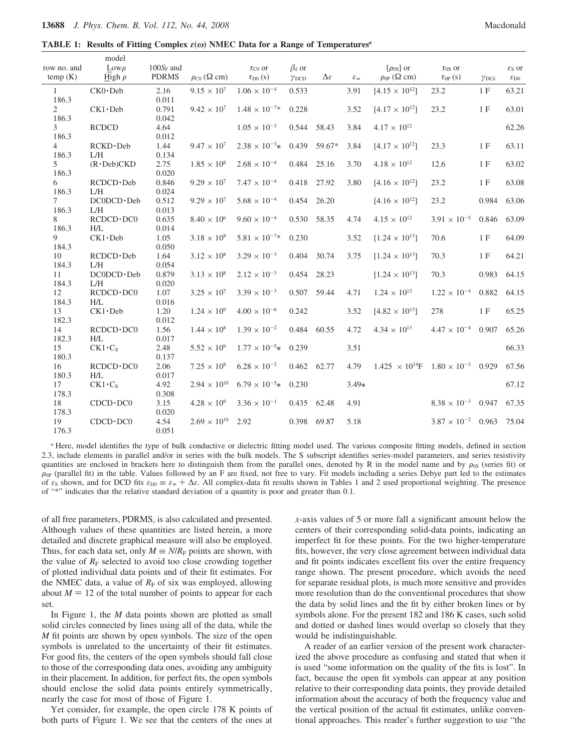**TABLE 1: Results of Fitting Complex $\varepsilon(\omega)$ NMEC Data for a Range of Temperatures[a]**

| row no. and temp (K) | model Lowρ High ρ | $100S_F$ and PDRMS | $\rho_{C0}$ (Ω cm) | $\tau_{C0}$ or $\tau_{D0}$ (s) | $\beta_k$ or $\gamma_{DCD}$ | $\Delta\varepsilon$ | $\varepsilon_\infty$ | [$\rho_{0S}$] or $\rho_{0P}$ (Ω cm) | $\tau_{0S}$ or $\tau_{0P}$ (s) | $\gamma_{DCk}$ | $\varepsilon_S$ or $\varepsilon_{D0}$ |
|---|---|---|---|---|---|---|---|---|---|---|---|
| 1 186.3 | CK0·Deb | 2.16 0.011 | $9.15 \times 10^7$ | $1.06 \times 10^{-4}$ | 0.533 | | 3.91 | [$4.15 \times 10^{12}$] | 23.2 | 1 F | 63.21 |
| 2 186.3 | CK1·Deb | 0.791 0.042 | $9.42 \times 10^7$ | $1.48 \times 10^{-7}$* | 0.228 | | 3.52 | [$4.17 \times 10^{12}$] | 23.2 | 1 F | 63.01 |
| 3 186.3 | RCDCD | 4.64 0.012 | | $1.05 \times 10^{-3}$ | 0.544 | 58.43 | 3.84 | $4.17 \times 10^{12}$ | | | 62.26 |
| 4 186.3 | RCKD·Deb L/H | 1.44 0.134 | $9.47 \times 10^7$ | $2.38 \times 10^{-3}$* | 0.439 | 59.67* | 3.84 | [$4.17 \times 10^{12}$] | 23.3 | 1 F | 63.11 |
| 5 186.3 | (R·Deb)CKD | 2.75 0.020 | $1.85 \times 10^8$ | $2.68 \times 10^{-4}$ | 0.484 | 25.16 | 3.70 | $4.18 \times 10^{12}$ | 12.6 | 1 F | 63.02 |
| 6 186.3 | RCDCD·Deb L/H | 0.846 0.024 | $9.29 \times 10^7$ | $7.47 \times 10^{-4}$ | 0.418 | 27.92 | 3.80 | [$4.16 \times 10^{12}$] | 23.2 | 1 F | 63.08 |
| 7 186.3 | DC0DCD·Deb L/H | 0.512 0.013 | $9.29 \times 10^7$ | $5.68 \times 10^{-4}$ | 0.454 | 26.20 | | [$4.16 \times 10^{12}$] | 23.2 | 0.984 | 63.06 |
| 8 186.3 | RCDCD·DC0 H/L | 0.635 0.014 | $8.40 \times 10^6$ | $9.60 \times 10^{-4}$ | 0.530 | 58.35 | 4.74 | $4.15 \times 10^{12}$ | $3.91 \times 10^{-5}$ | 0.846 | 63.09 |
| 9 184.3 | CK1·Deb | 1.05 0.050 | $3.18 \times 10^8$ | $5.81 \times 10^{-7}$* | 0.230 | | 3.52 | [$1.24 \times 10^{13}$] | 70.6 | 1 F | 64.09 |
| 10 184.3 | RCDCD·Deb L/H | 1.64 0.054 | $3.12 \times 10^8$ | $3.29 \times 10^{-3}$ | 0.404 | 30.74 | 3.75 | [$1.24 \times 10^{13}$] | 70.3 | 1 F | 64.21 |
| 11 184.3 | DC0DCD·Deb L/H | 0.879 0.020 | $3.13 \times 10^8$ | $2.12 \times 10^{-3}$ | 0.454 | 28.23 | | [$1.24 \times 10^{13}$] | 70.3 | 0.983 | 64.15 |
| 12 184.3 | RCDCD·DC0 H/L | 1.07 0.016 | $3.25 \times 10^7$ | $3.39 \times 10^{-3}$ | 0.507 | 59.44 | 4.71 | $1.24 \times 10^{13}$ | $1.22 \times 10^{-4}$ | 0.882 | 64.15 |
| 13 182.3 | CK1·Deb | 1.20 0.012 | $1.24 \times 10^9$ | $4.00 \times 10^{-6}$ | 0.242 | | 3.52 | [$4.82 \times 10^{13}$] | 278 | 1 F | 65.25 |
| 14 182.3 | RCDCD·DC0 H/L | 1.56 0.017 | $1.44 \times 10^8$ | $1.39 \times 10^{-2}$ | 0.484 | 60.55 | 4.72 | $4.34 \times 10^{13}$ | $4.47 \times 10^{-4}$ | 0.907 | 65.26 |
| 15 180.3 | $CK1·C_S$ | 2.48 0.137 | $5.52 \times 10^9$ | $1.77 \times 10^{-5}$* | 0.239 | | 3.51 | | | | 66.33 |
| 16 180.3 | RCDCD·DC0 H/L | 2.06 0.017 | $7.25 \times 10^8$ | $6.28 \times 10^{-2}$ | 0.462 | 62.77 | 4.79 | $1.425 \times 10^{14}$F | $1.80 \times 10^{-3}$ | 0.929 | 67.56 |
| 17 178.3 | $CK1·C_S$ | 4.92 0.308 | $2.94 \times 10^{10}$ | $6.79 \times 10^{-5}$* | 0.230 | | 3.49* | | | | 67.12 |
| 18 178.3 | CDCD·DC0 | 3.15 0.020 | $4.28 \times 10^9$ | $3.36 \times 10^{-1}$ | 0.435 | 62.48 | 4.91 | | $8.38 \times 10^{-3}$ | 0.947 | 67.35 |
| 19 176.3 | CDCD·DC0 | 4.54 0.051 | $2.69 \times 10^{10}$ | 2.92 | 0.398 | 69.87 | 5.18 | | $3.87 \times 10^{-2}$ | 0.963 | 75.04 |

[a] Here, model identifies the type of bulk conductive or dielectric fitting model used. The various composite fitting models, defined in section 2.3, include elements in parallel and/or in series with the bulk models. The S subscript identifies series-model parameters, and series resistivity quantities are enclosed in brackets here to distinguish them from the parallel ones, denoted by R in the model name and by $\rho_{0S}$ (series fit) or $\rho_{0P}$ (parallel fit) in the table. Values followed by an F are fixed, not free to vary. Fit models including a series Debye part led to the estimates of $\varepsilon_S$ shown, and for DCD fits $\varepsilon_{D0} \equiv \varepsilon_\infty + \Delta\varepsilon$. All complex-data fit results shown in Tables 1 and 2 used proportional weighting. The presence of "*" indicates that the relative standard deviation of a quantity is poor and greater than 0.1.

of all free parameters, PDRMS, is also calculated and presented. Although values of these quantities are listed herein, a more detailed and discrete graphical measure will also be employed. Thus, for each data set, only $M \equiv N/R_F$ points are shown, with the value of $R_F$ selected to avoid too close crowding together of plotted individual data points and of their fit estimates. For the NMEC data, a value of $R_F$ of six was employed, allowing about $M = 12$ of the total number of points to appear for each set.

In Figure 1, the $M$ data points shown are plotted as small solid circles connected by lines using all of the data, while the $M$ fit points are shown by open symbols. The size of the open symbols is unrelated to the uncertainty of their fit estimates. For good fits, the centers of the open symbols should fall close to those of the corresponding data ones, avoiding any ambiguity in their placement. In addition, for perfect fits, the open symbols should enclose the solid data points entirely symmetrically, nearly the case for most of those of Figure 1.

Yet consider, for example, the open circle 178 K points of both parts of Figure 1. We see that the centers of the ones at $x$-axis values of 5 or more fall a significant amount below the centers of their corresponding solid-data points, indicating an imperfect fit for these points. For the two higher-temperature fits, however, the very close agreement between individual data and fit points indicates excellent fits over the entire frequency range shown. The present procedure, which avoids the need for separate residual plots, is much more sensitive and provides more resolution than do the conventional procedures that show the data by solid lines and the fit by either broken lines or by symbols alone. For the present 182 and 186 K cases, such solid and dotted or dashed lines would overlap so closely that they would be indistinguishable.

A reader of an earlier version of the present work characterized the above procedure as confusing and stated that when it is used "some information on the quality of the fits is lost". In fact, because the open fit symbols can appear at any position relative to their corresponding data points, they provide detailed information about the accuracy of both the frequency value and the vertical position of the actual fit estimates, unlike conventional approaches. This reader's further suggestion to use "the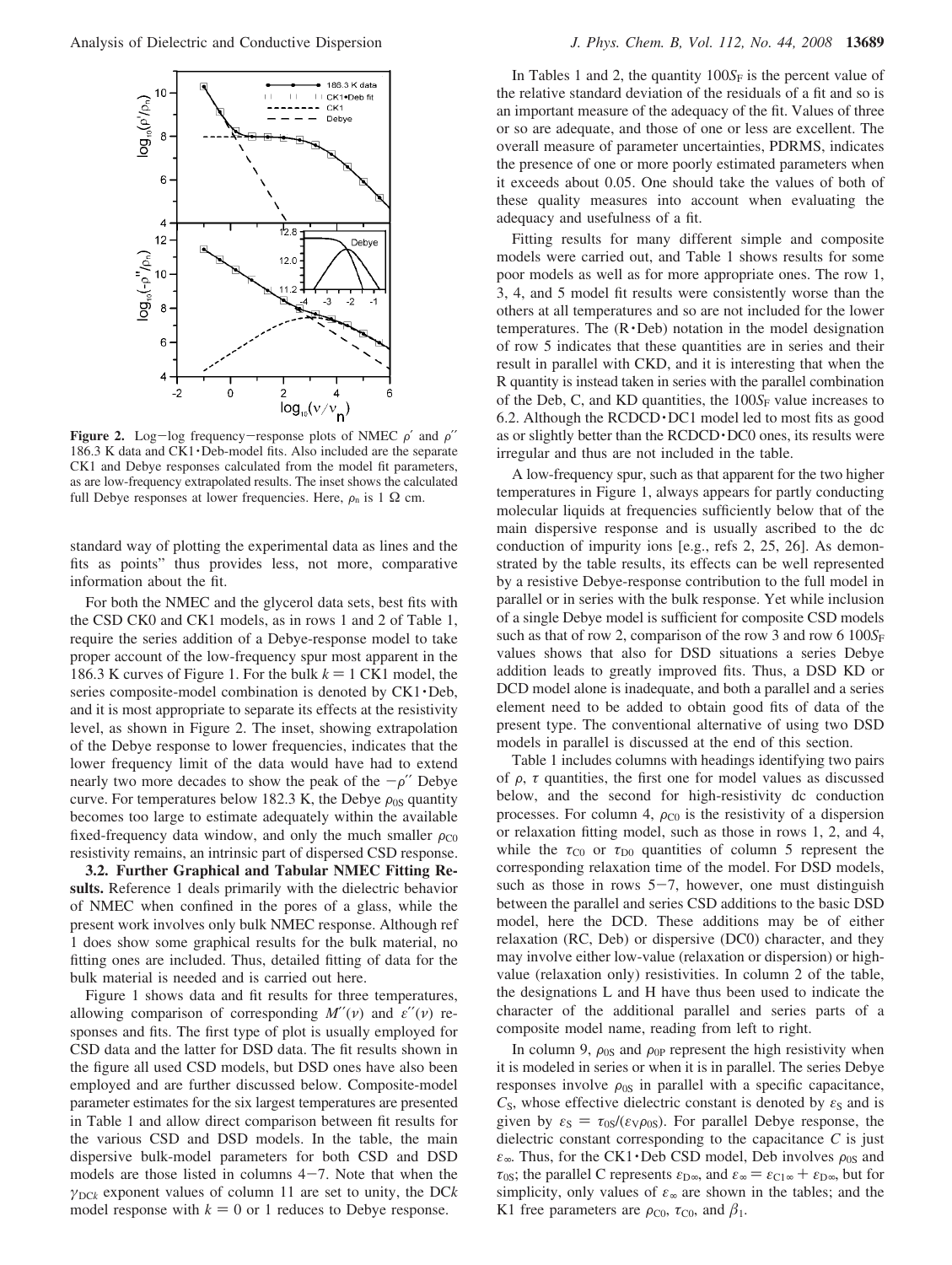**Figure 2.** Log–log frequency–response plots of NMEC $\rho'$ and $\rho''$ 186.3 K data and CK1·Deb-model fits. Also included are the separate CK1 and Debye responses calculated from the model fit parameters, as are low-frequency extrapolated results. The inset shows the calculated full Debye responses at lower frequencies. Here, $\rho_n$ is 1 Ω cm.

standard way of plotting the experimental data as lines and the fits as points" thus provides less, not more, comparative information about the fit.

For both the NMEC and the glycerol data sets, best fits with the CSD CK0 and CK1 models, as in rows 1 and 2 of Table 1, require the series addition of a Debye-response model to take proper account of the low-frequency spur most apparent in the 186.3 K curves of Figure 1. For the bulk $k = 1$ CK1 model, the series composite-model combination is denoted by CK1·Deb, and it is most appropriate to separate its effects at the resistivity level, as shown in Figure 2. The inset, showing extrapolation of the Debye response to lower frequencies, indicates that the lower frequency limit of the data would have had to extend nearly two more decades to show the peak of the $-\rho''$ Debye curve. For temperatures below 182.3 K, the Debye $\rho_{0S}$ quantity becomes too large to estimate adequately within the available fixed-frequency data window, and only the much smaller $\rho_{C0}$ resistivity remains, an intrinsic part of dispersed CSD response.

**3.2. Further Graphical and Tabular NMEC Fitting Results.** Reference 1 deals primarily with the dielectric behavior of NMEC when confined in the pores of a glass, while the present work involves only bulk NMEC response. Although ref 1 does show some graphical results for the bulk material, no fitting ones are included. Thus, detailed fitting of data for the bulk material is needed and is carried out here.

Figure 1 shows data and fit results for three temperatures, allowing comparison of corresponding $M''(\nu)$ and $\varepsilon''(\nu)$ responses and fits. The first type of plot is usually employed for CSD data and the latter for DSD data. The fit results shown in the figure all used CSD models, but DSD ones have also been employed and are further discussed below. Composite-model parameter estimates for the six largest temperatures are presented in Table 1 and allow direct comparison between fit results for the various CSD and DSD models. In the table, the main dispersive bulk-model parameters for both CSD and DSD models are those listed in columns 4–7. Note that when the $\gamma_{DCk}$ exponent values of column 11 are set to unity, the DC$k$ model response with $k = 0$ or 1 reduces to Debye response.

In Tables 1 and 2, the quantity $100S_F$ is the percent value of the relative standard deviation of the residuals of a fit and so is an important measure of the adequacy of the fit. Values of three or so are adequate, and those of one or less are excellent. The overall measure of parameter uncertainties, PDRMS, indicates the presence of one or more poorly estimated parameters when it exceeds about 0.05. One should take the values of both of these quality measures into account when evaluating the adequacy and usefulness of a fit.

Fitting results for many different simple and composite models were carried out, and Table 1 shows results for some poor models as well as for more appropriate ones. The row 1, 3, 4, and 5 model fit results were consistently worse than the others at all temperatures and so are not included for the lower temperatures. The (R·Deb) notation in the model designation of row 5 indicates that these quantities are in series and their result in parallel with CKD, and it is interesting that when the R quantity is instead taken in series with the parallel combination of the Deb, C, and KD quantities, the $100S_F$ value increases to 6.2. Although the RCDCD·DC1 model led to most fits as good as or slightly better than the RCDCD·DC0 ones, its results were irregular and thus are not included in the table.

A low-frequency spur, such as that apparent for the two higher temperatures in Figure 1, always appears for partly conducting molecular liquids at frequencies sufficiently below that of the main dispersive response and is usually ascribed to the dc conduction of impurity ions [e.g., refs 2, 25, 26]. As demonstrated by the table results, its effects can be well represented by a resistive Debye-response contribution to the full model in parallel or in series with the bulk response. Yet while inclusion of a single Debye model is sufficient for composite CSD models such as that of row 2, comparison of the row 3 and row 6 $100S_F$ values shows that also for DSD situations a series Debye addition leads to greatly improved fits. Thus, a DSD KD or DCD model alone is inadequate, and both a parallel and a series element need to be added to obtain good fits of data of the present type. The conventional alternative of using two DSD models in parallel is discussed at the end of this section.

Table 1 includes columns with headings identifying two pairs of $\rho$, $\tau$ quantities, the first one for model values as discussed below, and the second for high-resistivity dc conduction processes. For column 4, $\rho_{C0}$ is the resistivity of a dispersion or relaxation fitting model, such as those in rows 1, 2, and 4, while the $\tau_{C0}$ or $\tau_{D0}$ quantities of column 5 represent the corresponding relaxation time of the model. For DSD models, such as those in rows 5–7, however, one must distinguish between the parallel and series CSD additions to the basic DSD model, here the DCD. These additions may be of either relaxation (RC, Deb) or dispersive (DC0) character, and they may involve either low-value (relaxation or dispersion) or high-value (relaxation only) resistivities. In column 2 of the table, the designations L and H have thus been used to indicate the character of the additional parallel and series parts of a composite model name, reading from left to right.

In column 9, $\rho_{0S}$ and $\rho_{0P}$ represent the high resistivity when it is modeled in series or when it is in parallel. The series Debye responses involve $\rho_{0S}$ in parallel with a specific capacitance, $C_S$, whose effective dielectric constant is denoted by $\varepsilon_S$ and is given by $\varepsilon_S = \tau_{0S}/(\varepsilon_V\rho_{0S})$. For parallel Debye response, the dielectric constant corresponding to the capacitance $C$ is just $\varepsilon_\infty$. Thus, for the CK1·Deb CSD model, Deb involves $\rho_{0S}$ and $\tau_{0S}$; the parallel C represents $\varepsilon_{D\infty}$, and $\varepsilon_\infty = \varepsilon_{C1\infty} + \varepsilon_{D\infty}$, but for simplicity, only values of $\varepsilon_\infty$ are shown in the tables; and the K1 free parameters are $\rho_{C0}$, $\tau_{C0}$, and $\beta_1$.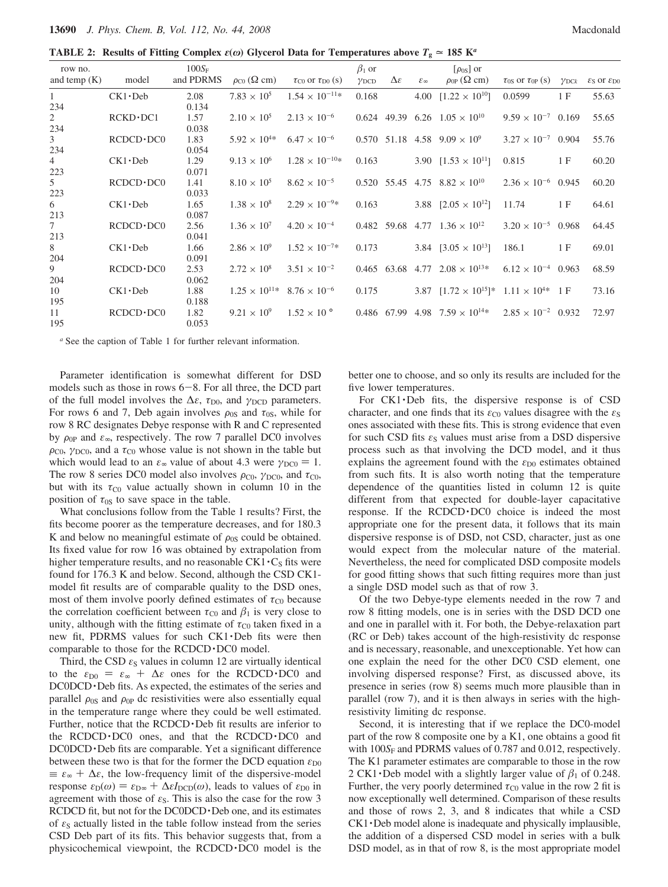**TABLE 2: Results of Fitting Complex $\varepsilon(\omega)$ Glycerol Data for Temperatures above $T_g \simeq 185$ K[a]**

| row no. and temp (K) | model | $100S_F$ and PDRMS | $\rho_{C0}$ ($\Omega$ cm) | $\tau_{C0}$ or $\tau_{D0}$ (s) | $\beta_1$ or $\gamma_{DCD}$ | $\Delta\varepsilon$ | $\varepsilon_\infty$ | $[\rho_{0S}]$ or $\rho_{0P}$ ($\Omega$ cm) | $\tau_{0S}$ or $\tau_{0P}$ (s) | $\gamma_{DCk}$ | $\varepsilon_S$ or $\varepsilon_{D0}$ |
|---|---|---|---|---|---|---|---|---|---|---|---|
| 1 234 | CK1·Deb | 2.08 0.134 | $7.83 \times 10^5$ | $1.54 \times 10^{-11}$* | 0.168 | | 4.00 | $[1.22 \times 10^{10}]$ | 0.0599 | 1 F | 55.63 |
| 2 234 | RCKD·DC1 | 1.57 0.038 | $2.10 \times 10^5$ | $2.13 \times 10^{-6}$ | 0.624 | 49.39 | 6.26 | $1.05 \times 10^{10}$ | $9.59 \times 10^{-7}$ | 0.169 | 55.65 |
| 3 234 | RCDCD·DC0 | 1.83 0.054 | $5.92 \times 10^4$* | $6.47 \times 10^{-6}$ | 0.570 | 51.18 | 4.58 | $9.09 \times 10^9$ | $3.27 \times 10^{-7}$ | 0.904 | 55.76 |
| 4 223 | CK1·Deb | 1.29 0.071 | $9.13 \times 10^6$ | $1.28 \times 10^{-10}$* | 0.163 | | 3.90 | $[1.53 \times 10^{11}]$ | 0.815 | 1 F | 60.20 |
| 5 223 | RCDCD·DC0 | 1.41 0.033 | $8.10 \times 10^5$ | $8.62 \times 10^{-5}$ | 0.520 | 55.45 | 4.75 | $8.82 \times 10^{10}$ | $2.36 \times 10^{-6}$ | 0.945 | 60.20 |
| 6 213 | CK1·Deb | 1.65 0.087 | $1.38 \times 10^8$ | $2.29 \times 10^{-9}$* | 0.163 | | 3.88 | $[2.05 \times 10^{12}]$ | 11.74 | 1 F | 64.61 |
| 7 213 | RCDCD·DC0 | 2.56 0.041 | $1.36 \times 10^7$ | $4.20 \times 10^{-4}$ | 0.482 | 59.68 | 4.77 | $1.36 \times 10^{12}$ | $3.20 \times 10^{-5}$ | 0.968 | 64.45 |
| 8 204 | CK1·Deb | 1.66 0.091 | $2.86 \times 10^9$ | $1.52 \times 10^{-7}$* | 0.173 | | 3.84 | $[3.05 \times 10^{13}]$ | 186.1 | 1 F | 69.01 |
| 9 204 | RCDCD·DC0 | 2.53 0.062 | $2.72 \times 10^8$ | $3.51 \times 10^{-2}$ | 0.465 | 63.68 | 4.77 | $2.08 \times 10^{13}$* | $6.12 \times 10^{-4}$ | 0.963 | 68.59 |
| 10 195 | CK1·Deb | 1.88 0.188 | $1.25 \times 10^{11}$* | $8.76 \times 10^{-6}$ | 0.175 | | 3.87 | $[1.72 \times 10^{15}]$* | $1.11 \times 10^4$* | 1 F | 73.16 |
| 11 195 | RCDCD·DC0 | 1.82 0.053 | $9.21 \times 10^9$ | $1.52 \times 10^0$ | 0.486 | 67.99 | 4.98 | $7.59 \times 10^{14}$* | $2.85 \times 10^{-2}$ | 0.932 | 72.97 |

[a] See the caption of Table 1 for further relevant information.

Parameter identification is somewhat different for DSD models such as those in rows 6−8. For all three, the DCD part of the full model involves the $\Delta\varepsilon$, $\tau_{D0}$, and $\gamma_{DCD}$ parameters. For rows 6 and 7, Deb again involves $\rho_{0S}$ and $\tau_{0S}$, while for row 8 RC designates Debye response with R and C represented by $\rho_{0P}$ and $\varepsilon_\infty$, respectively. The row 7 parallel DC0 involves $\rho_{C0}$, $\gamma_{DC0}$, and a $\tau_{C0}$ whose value is not shown in the table but which would lead to an $\varepsilon_\infty$ value of about 4.3 were $\gamma_{DC0} = 1$. The row 8 series DC0 model also involves $\rho_{C0}$, $\gamma_{DC0}$, and $\tau_{C0}$, but with its $\tau_{C0}$ value actually shown in column 10 in the position of $\tau_{0S}$ to save space in the table.

What conclusions follow from the Table 1 results? First, the fits become poorer as the temperature decreases, and for 180.3 K and below no meaningful estimate of $\rho_{0S}$ could be obtained. Its fixed value for row 16 was obtained by extrapolation from higher temperature results, and no reasonable CK1·$C_S$ fits were found for 176.3 K and below. Second, although the CSD CK1-model fit results are of comparable quality to the DSD ones, most of them involve poorly defined estimates of $\tau_{C0}$ because the correlation coefficient between $\tau_{C0}$ and $\beta_1$ is very close to unity, although with the fitting estimate of $\tau_{C0}$ taken fixed in a new fit, PDRMS values for such CK1·Deb fits were then comparable to those for the RCDCD·DC0 model.

Third, the CSD $\varepsilon_S$ values in column 12 are virtually identical to the $\varepsilon_{D0} = \varepsilon_\infty + \Delta\varepsilon$ ones for the RCDCD·DC0 and DC0DCD·Deb fits. As expected, the estimates of the series and parallel $\rho_{0S}$ and $\rho_{0P}$ dc resistivities were also essentially equal in the temperature range where they could be well estimated. Further, notice that the RCDCD·Deb fit results are inferior to the RCDCD·DC0 ones, and that the RCDCD·DC0 and DC0DCD·Deb fits are comparable. Yet a significant difference between these two is that for the former the DCD equation $\varepsilon_{D0} \equiv \varepsilon_\infty + \Delta\varepsilon$, the low-frequency limit of the dispersive-model response $\varepsilon_D(\omega) = \varepsilon_{D\infty} + \Delta\varepsilon I_{DCD}(\omega)$, leads to values of $\varepsilon_{D0}$ in agreement with those of $\varepsilon_S$. This is also the case for the row 3 RCDCD fit, but not for the DC0DCD·Deb one, and its estimates of $\varepsilon_S$ actually listed in the table follow instead from the series CSD Deb part of its fits. This behavior suggests that, from a physicochemical viewpoint, the RCDCD·DC0 model is the better one to choose, and so only its results are included for the five lower temperatures.

For CK1·Deb fits, the dispersive response is of CSD character, and one finds that its $\varepsilon_{C0}$ values disagree with the $\varepsilon_S$ ones associated with these fits. This is strong evidence that even for such CSD fits $\varepsilon_S$ values must arise from a DSD dispersive process such as that involving the DCD model, and it thus explains the agreement found with the $\varepsilon_{D0}$ estimates obtained from such fits. It is also worth noting that the temperature dependence of the quantities listed in column 12 is quite different from that expected for double-layer capacitative response. If the RCDCD·DC0 choice is indeed the most appropriate one for the present data, it follows that its main dispersive response is of DSD, not CSD, character, just as one would expect from the molecular nature of the material. Nevertheless, the need for complicated DSD composite models for good fitting shows that such fitting requires more than just a single DSD model such as that of row 3.

Of the two Debye-type elements needed in the row 7 and row 8 fitting models, one is in series with the DSD DCD one and one in parallel with it. For both, the Debye-relaxation part (RC or Deb) takes account of the high-resistivity dc response and is necessary, reasonable, and unexceptionable. Yet how can one explain the need for the other DC0 CSD element, one involving dispersed response? First, as discussed above, its presence in series (row 8) seems much more plausible than in parallel (row 7), and it is then always in series with the high-resistivity limiting dc response.

Second, it is interesting that if we replace the DC0-model part of the row 8 composite one by a K1, one obtains a good fit with $100S_F$ and PDRMS values of 0.787 and 0.012, respectively. The K1 parameter estimates are comparable to those in the row 2 CK1·Deb model with a slightly larger value of $\beta_1$ of 0.248. Further, the very poorly determined $\tau_{C0}$ value in the row 2 fit is now exceptionally well determined. Comparison of these results and those of rows 2, 3, and 8 indicates that while a CSD CK1·Deb model alone is inadequate and physically implausible, the addition of a dispersed CSD model in series with a bulk DSD model, as in that of row 8, is the most appropriate model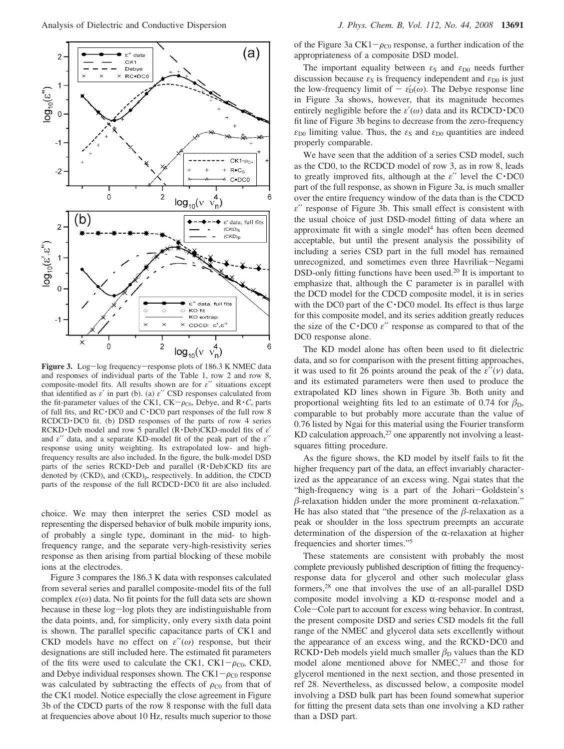**Figure 3.** Log–log frequency–response plots of 186.3 K NMEC data and responses of individual parts of the Table 1, row 2 and row 8, composite-model fits. All results shown are for $\varepsilon''$ situations except that identified as $\varepsilon'$ in part (b). (a) $\varepsilon''$ CSD responses calculated from the fit-parameter values of the CK1, CK−$\rho_{C0}$, Debye, and R·$C_s$ parts of full fits, and RC·DC0 and C·DC0 part responses of the full row 8 RCDCD·DC0 fit. (b) DSD responses of the parts of row 4 series RCKD·Deb model and row 5 parallel (R·Deb)CKD-model fits of $\varepsilon'$ and $\varepsilon''$ data, and a separate KD-model fit of the peak part of the $\varepsilon''$ response using unity weighting. Its extrapolated low- and high-frequency results are also included. In the figure, the bulk-model DSD parts of the series RCKD·Deb and parallel (R·Deb)CKD are denoted by $(\text{CKD})_s$ and $(\text{CKD})_p$, respectively. In addition, the CDCD parts of the response of the full RCDCD·DC0 fit are also included.

choice. We may then interpret the series CSD model as representing the dispersed behavior of bulk mobile impurity ions, of probably a single type, dominant in the mid- to high-frequency range, and the separate very-high-resistivity series response as then arising from partial blocking of these mobile ions at the electrodes.

Figure 3 compares the 186.3 K data with responses calculated from several series and parallel composite-model fits of the full complex $\varepsilon(\omega)$ data. No fit points for the full data sets are shown because in these log–log plots they are indistinguishable from the data points, and, for simplicity, only every sixth data point is shown. The parallel specific capacitance parts of CK1 and CKD models have no effect on $\varepsilon''(\omega)$ response, but their designations are still included here. The estimated fit parameters of the fits were used to calculate the CK1, CK1−$\rho_{C0}$, CKD, and Debye individual responses shown. The CK1−$\rho_{C0}$ response was calculated by subtracting the effects of $\rho_{C0}$ from that of the CK1 model. Notice especially the close agreement in Figure 3b of the CDCD parts of the row 8 response with the full data at frequencies above about 10 Hz, results much superior to those of the Figure 3a CK1−$\rho_{C0}$ response, a further indication of the appropriateness of a composite DSD model.

The important equality between $\varepsilon_S$ and $\varepsilon_{D0}$ needs further discussion because $\varepsilon_S$ is frequency independent and $\varepsilon_{D0}$ is just the low-frequency limit of $-\varepsilon_D'(\omega)$. The Debye response line in Figure 3a shows, however, that its magnitude becomes entirely negligible before the $\varepsilon'(\omega)$ data and its RCDCD·DC0 fit line of Figure 3b begins to decrease from the zero-frequency $\varepsilon_{D0}$ limiting value. Thus, the $\varepsilon_S$ and $\varepsilon_{D0}$ quantities are indeed properly comparable.

We have seen that the addition of a series CSD model, such as the CD0, to the RCDCD model of row 3, as in row 8, leads to greatly improved fits, although at the $\varepsilon''$ level the C·DC0 part of the full response, as shown in Figure 3a, is much smaller over the entire frequency window of the data than is the CDCD $\varepsilon''$ response of Figure 3b. This small effect is consistent with the usual choice of just DSD-model fitting of data where an approximate fit with a single model[4] has often been deemed acceptable, but until the present analysis the possibility of including a series CSD part in the full model has remained unrecognized, and sometimes even three Havriliak–Negami DSD-only fitting functions have been used.[20] It is important to emphasize that, although the C parameter is in parallel with the DCD model for the CDCD composite model, it is in series with the DC0 part of the C·DC0 model. Its effect is thus large for this composite model, and its series addition greatly reduces the size of the C·DC0 $\varepsilon''$ response as compared to that of the DC0 response alone.

The KD model alone has often been used to fit dielectric data, and so for comparison with the present fitting approaches, it was used to fit 26 points around the peak of the $\varepsilon''(\nu)$ data, and its estimated parameters were then used to produce the extrapolated KD lines shown in Figure 3b. Both unity and proportional weighting fits led to an estimate of 0.74 for $\beta_D$, comparable to but probably more accurate than the value of 0.76 listed by Ngai for this material using the Fourier transform KD calculation approach,[27] one apparently not involving a least-squares fitting procedure.

As the figure shows, the KD model by itself fails to fit the higher frequency part of the data, an effect invariably characterized as the appearance of an excess wing. Ngai states that the "high-frequency wing is a part of the Johari–Goldstein's $\beta$-relaxation hidden under the more prominent $\alpha$-relaxation." He has also stated that "the presence of the $\beta$-relaxation as a peak or shoulder in the loss spectrum preempts an accurate determination of the dispersion of the $\alpha$-relaxation at higher frequencies and shorter times."[5]

These statements are consistent with probably the most complete previously published description of fitting the frequency-response data for glycerol and other such molecular glass formers,[28] one that involves the use of an all-parallel DSD composite model involving a KD $\alpha$-response model and a Cole–Cole part to account for excess wing behavior. In contrast, the present composite DSD and series CSD models fit the full range of the NMEC and glycerol data sets excellently without the appearance of an excess wing, and the RCKD·DC0 and RCKD·Deb models yield much smaller $\beta_D$ values than the KD model alone mentioned above for NMEC,[27] and those for glycerol mentioned in the next section, and those presented in ref 28. Nevertheless, as discussed below, a composite model involving a DSD bulk part has been found somewhat superior for fitting the present data sets than one involving a KD rather than a DSD part.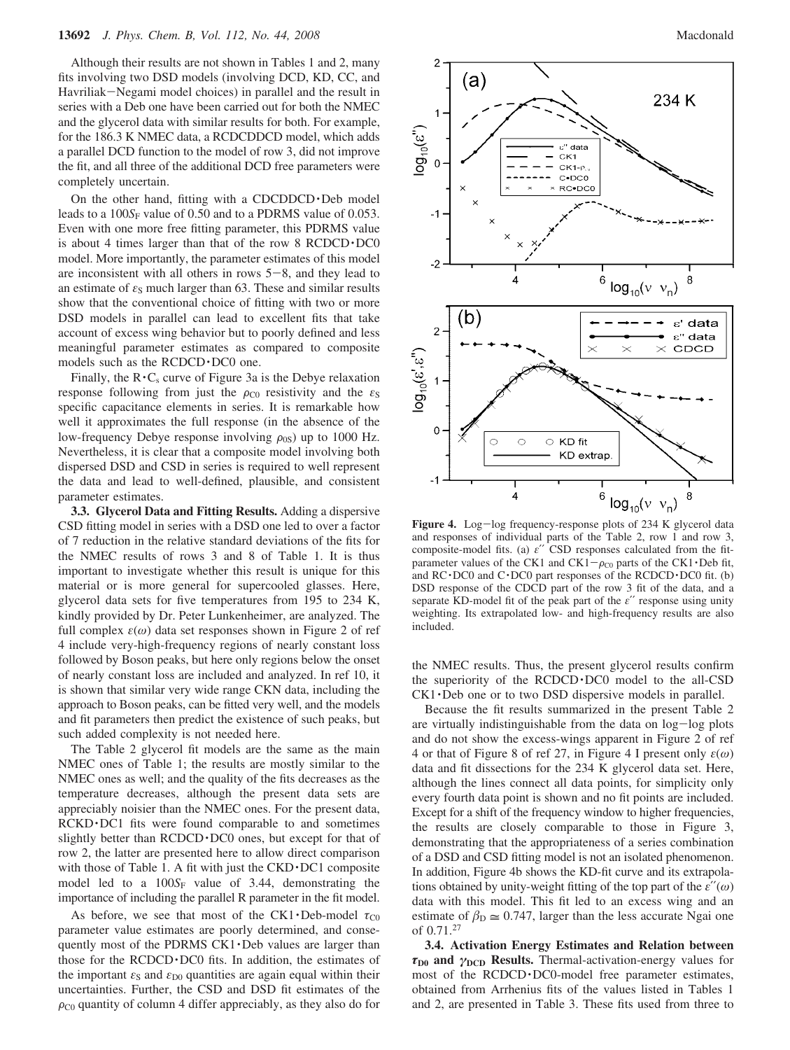Although their results are not shown in Tables 1 and 2, many fits involving two DSD models (involving DCD, KD, CC, and Havriliak−Negami model choices) in parallel and the result in series with a Deb one have been carried out for both the NMEC and the glycerol data with similar results for both. For example, for the 186.3 K NMEC data, a RCDCDDCD model, which adds a parallel DCD function to the model of row 3, did not improve the fit, and all three of the additional DCD free parameters were completely uncertain.

On the other hand, fitting with a CDCDDCD·Deb model leads to a $100S_F$ value of 0.50 and to a PDRMS value of 0.053. Even with one more free fitting parameter, this PDRMS value is about 4 times larger than that of the row 8 RCDCD·DC0 model. More importantly, the parameter estimates of this model are inconsistent with all others in rows 5−8, and they lead to an estimate of $\varepsilon_S$ much larger than 63. These and similar results show that the conventional choice of fitting with two or more DSD models in parallel can lead to excellent fits that take account of excess wing behavior but to poorly defined and less meaningful parameter estimates as compared to composite models such as the RCDCD·DC0 one.

Finally, the R·C$_s$ curve of Figure 3a is the Debye relaxation response following from just the $\rho_{C0}$ resistivity and the $\varepsilon_S$ specific capacitance elements in series. It is remarkable how well it approximates the full response (in the absence of the low-frequency Debye response involving $\rho_{0S}$) up to 1000 Hz. Nevertheless, it is clear that a composite model involving both dispersed DSD and CSD in series is required to well represent the data and lead to well-defined, plausible, and consistent parameter estimates.

**3.3. Glycerol Data and Fitting Results.** Adding a dispersive CSD fitting model in series with a DSD one led to over a factor of 7 reduction in the relative standard deviations of the fits for the NMEC results of rows 3 and 8 of Table 1. It is thus important to investigate whether this result is unique for this material or is more general for supercooled glasses. Here, glycerol data sets for five temperatures from 195 to 234 K, kindly provided by Dr. Peter Lunkenheimer, are analyzed. The full complex $\varepsilon(\omega)$ data set responses shown in Figure 2 of ref 4 include very-high-frequency regions of nearly constant loss followed by Boson peaks, but here only regions below the onset of nearly constant loss are included and analyzed. In ref 10, it is shown that similar very wide range CKN data, including the approach to Boson peaks, can be fitted very well, and the models and fit parameters then predict the existence of such peaks, but such added complexity is not needed here.

The Table 2 glycerol fit models are the same as the main NMEC ones of Table 1; the results are mostly similar to the NMEC ones as well; and the quality of the fits decreases as the temperature decreases, although the present data sets are appreciably noisier than the NMEC ones. For the present data, RCKD·DC1 fits were found comparable to and sometimes slightly better than RCDCD·DC0 ones, but except for that of row 2, the latter are presented here to allow direct comparison with those of Table 1. A fit with just the CKD·DC1 composite model led to a $100S_F$ value of 3.44, demonstrating the importance of including the parallel R parameter in the fit model.

As before, we see that most of the CK1·Deb-model $\tau_{C0}$ parameter value estimates are poorly determined, and consequently most of the PDRMS CK1·Deb values are larger than those for the RCDCD·DC0 fits. In addition, the estimates of the important $\varepsilon_S$ and $\varepsilon_{D0}$ quantities are again equal within their uncertainties. Further, the CSD and DSD fit estimates of the $\rho_{C0}$ quantity of column 4 differ appreciably, as they also do for the NMEC results. Thus, the present glycerol results confirm the superiority of the RCDCD·DC0 model to the all-CSD CK1·Deb one or to two DSD dispersive models in parallel.

**Figure 4.** Log−log frequency-response plots of 234 K glycerol data and responses of individual parts of the Table 2, row 1 and row 3, composite-model fits. (a) $\varepsilon''$ CSD responses calculated from the fit-parameter values of the CK1 and CK1−$\rho_{C0}$ parts of the CK1·Deb fit, and RC·DC0 and C·DC0 part responses of the RCDCD·DC0 fit. (b) DSD response of the CDCD part of the row 3 fit of the data, and a separate KD-model fit of the peak part of the $\varepsilon''$ response using unity weighting. Its extrapolated low- and high-frequency results are also included.

Because the fit results summarized in the present Table 2 are virtually indistinguishable from the data on log−log plots and do not show the excess-wings apparent in Figure 2 of ref 4 or that of Figure 8 of ref 27, in Figure 4 I present only $\varepsilon(\omega)$ data and fit dissections for the 234 K glycerol data set. Here, although the lines connect all data points, for simplicity only every fourth data point is shown and no fit points are included. Except for a shift of the frequency window to higher frequencies, the results are closely comparable to those in Figure 3, demonstrating that the appropriateness of a series combination of a DSD and CSD fitting model is not an isolated phenomenon. In addition, Figure 4b shows the KD-fit curve and its extrapolations obtained by unity-weight fitting of the top part of the $\varepsilon''(\omega)$ data with this model. This fit led to an excess wing and an estimate of $\beta_D \cong 0.747$, larger than the less accurate Ngai one of 0.71.[27]

**3.4. Activation Energy Estimates and Relation between $\tau_{D0}$ and $\gamma_{DCD}$ Results.** Thermal-activation-energy values for most of the RCDCD·DC0-model free parameter estimates, obtained from Arrhenius fits of the values listed in Tables 1 and 2, are presented in Table 3. These fits used from three to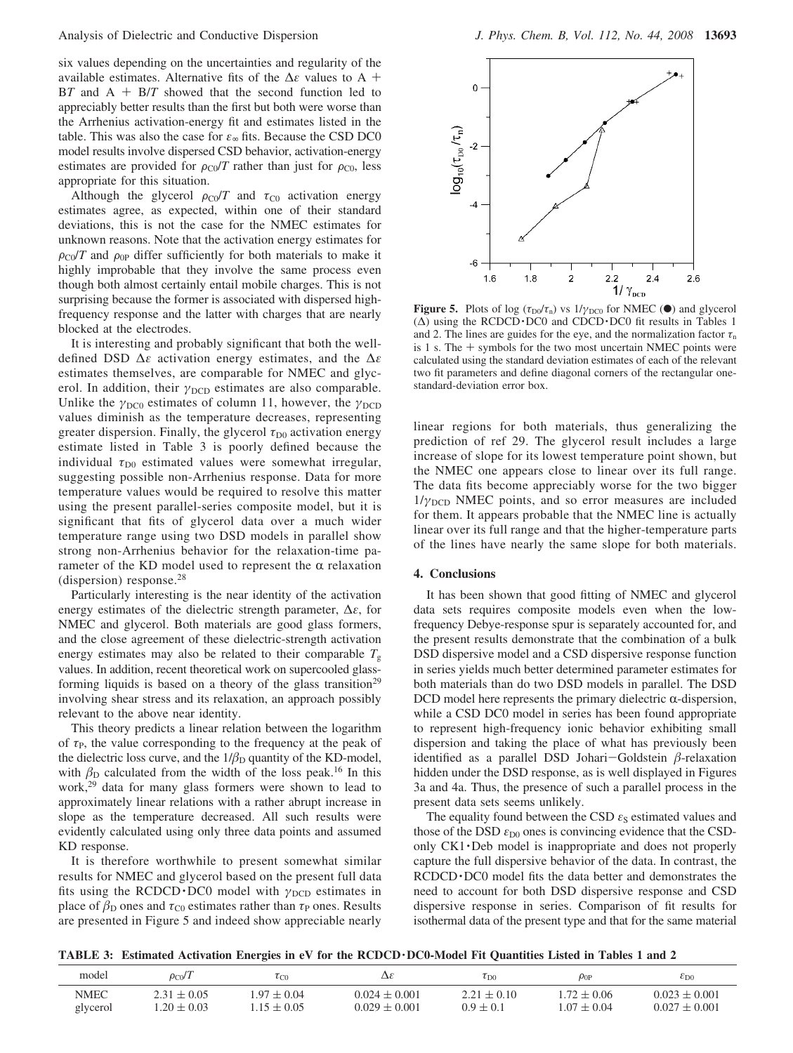six values depending on the uncertainties and regularity of the available estimates. Alternative fits of the $\Delta\varepsilon$ values to $A + BT$ and $A + B/T$ showed that the second function led to appreciably better results than the first but both were worse than the Arrhenius activation-energy fit and estimates listed in the table. This was also the case for $\varepsilon_\infty$ fits. Because the CSD DC0 model results involve dispersed CSD behavior, activation-energy estimates are provided for $\rho_{C0}/T$ rather than just for $\rho_{C0}$, less appropriate for this situation.

Although the glycerol $\rho_{C0}/T$ and $\tau_{C0}$ activation energy estimates agree, as expected, within one of their standard deviations, this is not the case for the NMEC estimates for unknown reasons. Note that the activation energy estimates for $\rho_{C0}/T$ and $\rho_{0P}$ differ sufficiently for both materials to make it highly improbable that they involve the same process even though both almost certainly entail mobile charges. This is not surprising because the former is associated with dispersed high-frequency response and the latter with charges that are nearly blocked at the electrodes.

It is interesting and probably significant that both the well-defined DSD $\Delta\varepsilon$ activation energy estimates, and the $\Delta\varepsilon$ estimates themselves, are comparable for NMEC and glycerol. In addition, their $\gamma_{DCD}$ estimates are also comparable. Unlike the $\gamma_{DC0}$ estimates of column 11, however, the $\gamma_{DCD}$ values diminish as the temperature decreases, representing greater dispersion. Finally, the glycerol $\tau_{D0}$ activation energy estimate listed in Table 3 is poorly defined because the individual $\tau_{D0}$ estimated values were somewhat irregular, suggesting possible non-Arrhenius response. Data for more temperature values would be required to resolve this matter using the present parallel-series composite model, but it is significant that fits of glycerol data over a much wider temperature range using two DSD models in parallel show strong non-Arrhenius behavior for the relaxation-time parameter of the KD model used to represent the α relaxation (dispersion) response.[28]

Particularly interesting is the near identity of the activation energy estimates of the dielectric strength parameter, $\Delta\varepsilon$, for NMEC and glycerol. Both materials are good glass formers, and the close agreement of these dielectric-strength activation energy estimates may also be related to their comparable $T_g$ values. In addition, recent theoretical work on supercooled glass-forming liquids is based on a theory of the glass transition[29] involving shear stress and its relaxation, an approach possibly relevant to the above near identity.

This theory predicts a linear relation between the logarithm of $\tau_P$, the value corresponding to the frequency at the peak of the dielectric loss curve, and the $1/\beta_D$ quantity of the KD-model, with $\beta_D$ calculated from the width of the loss peak.[16] In this work,[29] data for many glass formers were shown to lead to approximately linear relations with a rather abrupt increase in slope as the temperature decreased. All such results were evidently calculated using only three data points and assumed KD response.

It is therefore worthwhile to present somewhat similar results for NMEC and glycerol based on the present full data fits using the RCDCD·DC0 model with $\gamma_{DCD}$ estimates in place of $\beta_D$ ones and $\tau_{C0}$ estimates rather than $\tau_P$ ones. Results are presented in Figure 5 and indeed show appreciable nearly linear regions for both materials, thus generalizing the prediction of ref 29. The glycerol result includes a large increase of slope for its lowest temperature point shown, but the NMEC one appears close to linear over its full range. The data fits become appreciably worse for the two bigger $1/\gamma_{DCD}$ NMEC points, and so error measures are included for them. It appears probable that the NMEC line is actually linear over its full range and that the higher-temperature parts of the lines have nearly the same slope for both materials.

**Figure 5.** Plots of log $(\tau_{D0}/\tau_n)$ vs $1/\gamma_{DCD}$ for NMEC (●) and glycerol (Δ) using the RCDCD·DC0 and CDCD·DC0 fit results in Tables 1 and 2. The lines are guides for the eye, and the normalization factor $\tau_n$ is 1 s. The + symbols for the two most uncertain NMEC points were calculated using the standard deviation estimates of each of the relevant two fit parameters and define diagonal corners of the rectangular one-standard-deviation error box.

## 4. Conclusions

It has been shown that good fitting of NMEC and glycerol data sets requires composite models even when the low-frequency Debye-response spur is separately accounted for, and the present results demonstrate that the combination of a bulk DSD dispersive model and a CSD dispersive response function in series yields much better determined parameter estimates for both materials than do two DSD models in parallel. The DSD DCD model here represents the primary dielectric α-dispersion, while a CSD DC0 model in series has been found appropriate to represent high-frequency ionic behavior exhibiting small dispersion and taking the place of what has previously been identified as a parallel DSD Johari–Goldstein β-relaxation hidden under the DSD response, as is well displayed in Figures 3a and 4a. Thus, the presence of such a parallel process in the present data sets seems unlikely.

The equality found between the CSD $\varepsilon_S$ estimated values and those of the DSD $\varepsilon_{D0}$ ones is convincing evidence that the CSD-only CK1·Deb model is inappropriate and does not properly capture the full dispersive behavior of the data. In contrast, the RCDCD·DC0 model fits the data better and demonstrates the need to account for both DSD dispersive response and CSD dispersive response in series. Comparison of fit results for isothermal data of the present type and that for the same material

**TABLE 3: Estimated Activation Energies in eV for the RCDCD·DC0-Model Fit Quantities Listed in Tables 1 and 2**

| model | $\rho_{C0}/T$ | $\tau_{C0}$ | $\Delta\varepsilon$ | $\tau_{D0}$ | $\rho_{0P}$ | $\varepsilon_{D0}$ |
|---|---|---|---|---|---|---|
| NMEC | 2.31 ± 0.05 | 1.97 ± 0.04 | 0.024 ± 0.001 | 2.21 ± 0.10 | 1.72 ± 0.06 | 0.023 ± 0.001 |
| glycerol | 1.20 ± 0.03 | 1.15 ± 0.05 | 0.029 ± 0.001 | 0.9 ± 0.1 | 1.07 ± 0.04 | 0.027 ± 0.001 |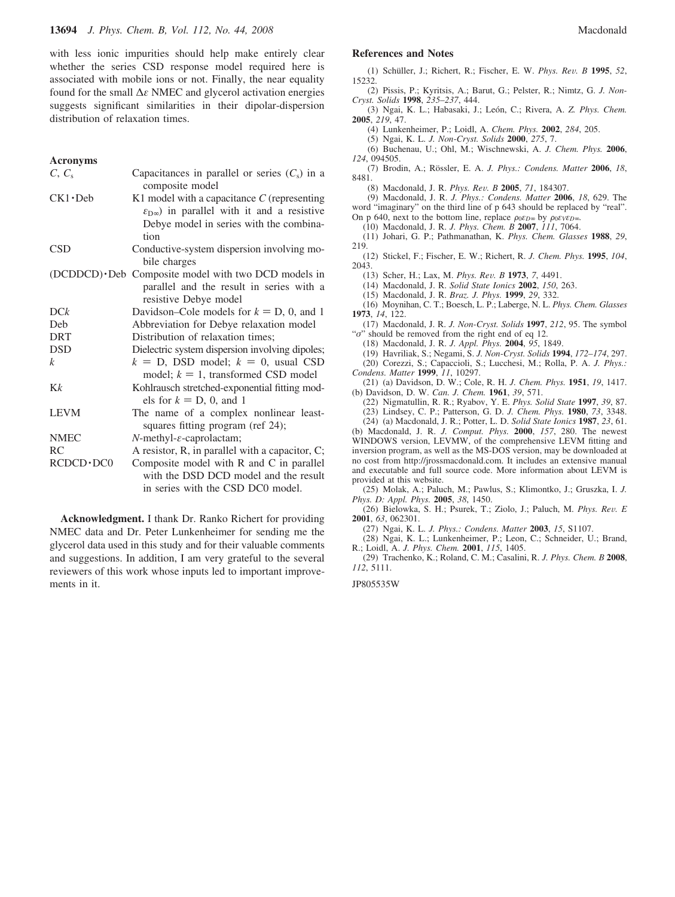with less ionic impurities should help make entirely clear whether the series CSD response model required here is associated with mobile ions or not. Finally, the near equality found for the small $\Delta\varepsilon$ NMEC and glycerol activation energies suggests significant similarities in their dipolar-dispersion distribution of relaxation times.

## Acronyms

| | |
|---|---|
| $C$, $C_s$ | Capacitances in parallel or series ($C_s$) in a composite model |
| CK1·Deb | K1 model with a capacitance $C$ (representing $\varepsilon_{D\infty}$) in parallel with it and a resistive Debye model in series with the combination |
| CSD | Conductive-system dispersion involving mobile charges |
| (DCDDCD)·Deb | Composite model with two DCD models in parallel and the result in series with a resistive Debye model |
| DC$k$ | Davidson–Cole models for $k$ = D, 0, and 1 |
| Deb | Abbreviation for Debye relaxation model |
| DRT | Distribution of relaxation times; |
| DSD | Dielectric system dispersion involving dipoles; |
| $k$ | $k$ = D, DSD model; $k$ = 0, usual CSD model; $k$ = 1, transformed CSD model |
| K$k$ | Kohlrausch stretched-exponential fitting models for $k$ = D, 0, and 1 |
| LEVM | The name of a complex nonlinear least-squares fitting program (ref 24); |
| NMEC | $N$-methyl-$\varepsilon$-caprolactam; |
| RC | A resistor, R, in parallel with a capacitor, C; |
| RCDCD·DC0 | Composite model with R and C in parallel with the DSD DCD model and the result in series with the CSD DC0 model. |

**Acknowledgment.** I thank Dr. Ranko Richert for providing NMEC data and Dr. Peter Lunkenheimer for sending me the glycerol data used in this study and for their valuable comments and suggestions. In addition, I am very grateful to the several reviewers of this work whose inputs led to important improvements in it.

## References and Notes

(1) Schüller, J.; Richert, R.; Fischer, E. W. *Phys. Rev. B* **1995**, *52*, 15232.

(2) Pissis, P.; Kyritsis, A.; Barut, G.; Pelster, R.; Nimtz, G. *J. Non-Cryst. Solids* **1998**, *235–237*, 444.

(3) Ngai, K. L.; Habasaki, J.; León, C.; Rivera, A. *Z. Phys. Chem.* **2005**, *219*, 47.

(4) Lunkenheimer, P.; Loidl, A. *Chem. Phys.* **2002**, *284*, 205.

(5) Ngai, K. L. *J. Non-Cryst. Solids* **2000**, *275*, 7.

(6) Buchenau, U.; Ohl, M.; Wischnewski, A. *J. Chem. Phys.* **2006**, *124*, 094505.

(7) Brodin, A.; Rössler, E. A. *J. Phys.: Condens. Matter* **2006**, *18*, 8481.

(8) Macdonald, J. R. *Phys. Rev. B* **2005**, *71*, 184307.

(9) Macdonald, J. R. *J. Phys.: Condens. Matter* **2006**, *18*, 629. The word "imaginary" on the third line of p 643 should be replaced by "real". On p 640, next to the bottom line, replace $\rho_0\varepsilon_{D\infty}$ by $\rho_0\varepsilon_V\varepsilon_{D\infty}$.

(10) Macdonald, J. R. *J. Phys. Chem. B* **2007**, *111*, 7064.

(11) Johari, G. P.; Pathmanathan, K. *Phys. Chem. Glasses* **1988**, *29*, 219.

(12) Stickel, F.; Fischer, E. W.; Richert, R. *J. Chem. Phys.* **1995**, *104*, 2043.

(13) Scher, H.; Lax, M. *Phys. Rev. B* **1973**, *7*, 4491.

(14) Macdonald, J. R. *Solid State Ionics* **2002**, *150*, 263.

(15) Macdonald, J. R. *Braz. J. Phys.* **1999**, *29*, 332.

(16) Moynihan, C. T.; Boesch, L. P.; Laberge, N. L. *Phys. Chem. Glasses* **1973**, *14*, 122.

(17) Macdonald, J. R. *J. Non-Cryst. Solids* **1997**, *212*, 95. The symbol "$\sigma$" should be removed from the right end of eq 12.

(18) Macdonald, J. R. *J. Appl. Phys.* **2004**, *95*, 1849.

(19) Havriliak, S.; Negami, S. *J. Non-Cryst. Solids* **1994**, *172–174*, 297.

(20) Corezzi, S.; Capaccioli, S.; Lucchesi, M.; Rolla, P. A. *J. Phys.: Condens. Matter* **1999**, *11*, 10297.

(21) (a) Davidson, D. W.; Cole, R. H. *J. Chem. Phys.* **1951**, *19*, 1417. (b) Davidson, D. W. *Can. J. Chem.* **1961**, *39*, 571.

(22) Nigmatullin, R. R.; Ryabov, Y. E. *Phys. Solid State* **1997**, *39*, 87.

(23) Lindsey, C. P.; Patterson, G. D. *J. Chem. Phys.* **1980**, *73*, 3348.

(24) (a) Macdonald, J. R.; Potter, L. D. *Solid State Ionics* **1987**, *23*, 61. (b) Macdonald, J. R. *J. Comput. Phys.* **2000**, *157*, 280. The newest WINDOWS version, LEVMW, of the comprehensive LEVM fitting and inversion program, as well as the MS-DOS version, may be downloaded at no cost from http://jrossmacdonald.com. It includes an extensive manual and executable and full source code. More information about LEVM is provided at this website.

(25) Molak, A.; Paluch, M.; Pawlus, S.; Klimontko, J.; Gruszka, I. *J. Phys. D: Appl. Phys.* **2005**, *38*, 1450.

(26) Bielowka, S. H.; Psurek, T.; Ziolo, J.; Paluch, M. *Phys. Rev. E* **2001**, *63*, 062301.

(27) Ngai, K. L. *J. Phys.: Condens. Matter* **2003**, *15*, S1107.

(28) Ngai, K. L.; Lunkenheimer, P.; Leon, C.; Schneider, U.; Brand, R.; Loidl, A. *J. Phys. Chem.* **2001**, *115*, 1405.

(29) Trachenko, K.; Roland, C. M.; Casalini, R. *J. Phys. Chem. B* **2008**, *112*, 5111.

JP805535W